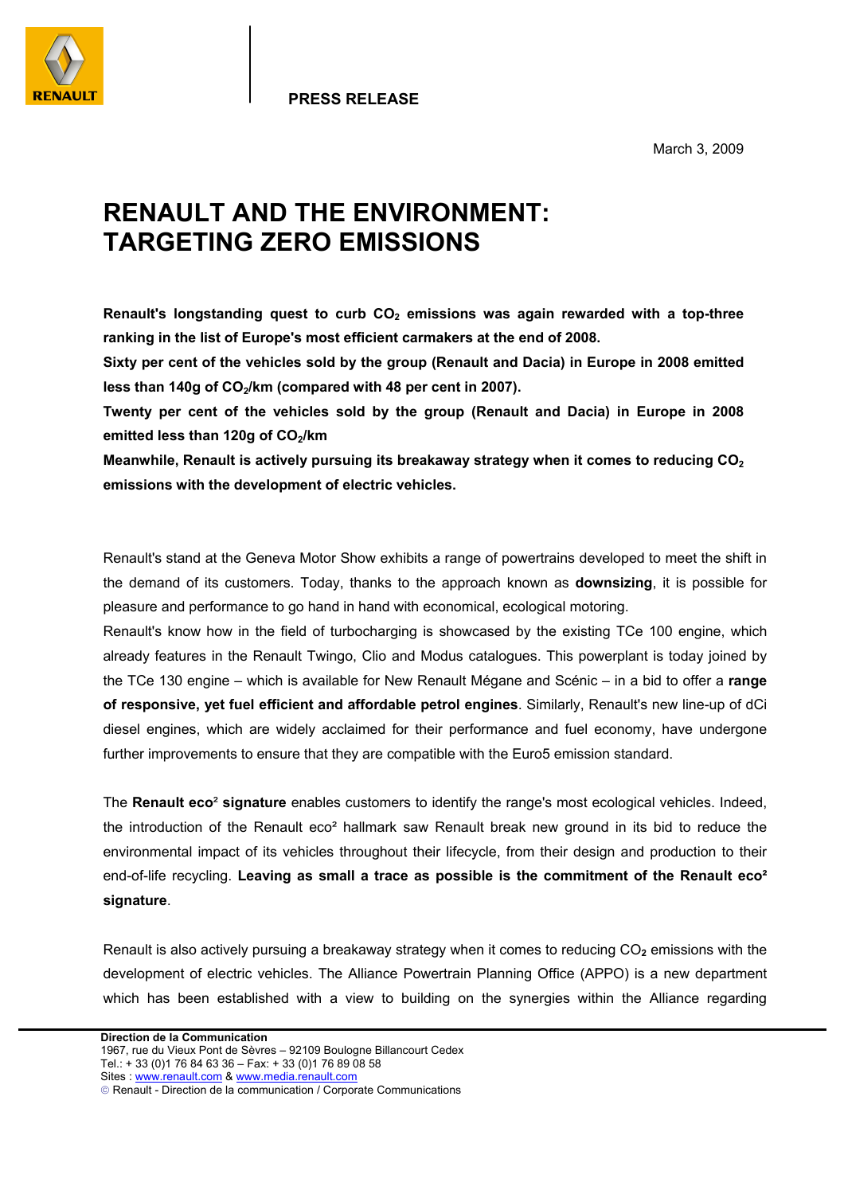**PRESS RELEASE**

March 3, 2009

# RENAULT AND THE ENVIRONMENT: TARGETING ZERO EMISSIONS

**Renault's longstanding quest to curb $CO_2$ emissions was again rewarded with a top-three ranking in the list of Europe's most efficient carmakers at the end of 2008.**
**Sixty per cent of the vehicles sold by the group (Renault and Dacia) in Europe in 2008 emitted less than 140g of $CO_2$/km (compared with 48 per cent in 2007).**
**Twenty per cent of the vehicles sold by the group (Renault and Dacia) in Europe in 2008 emitted less than 120g of $CO_2$/km**
**Meanwhile, Renault is actively pursuing its breakaway strategy when it comes to reducing $CO_2$ emissions with the development of electric vehicles.**

Renault's stand at the Geneva Motor Show exhibits a range of powertrains developed to meet the shift in the demand of its customers. Today, thanks to the approach known as **downsizing**, it is possible for pleasure and performance to go hand in hand with economical, ecological motoring.
Renault's know how in the field of turbocharging is showcased by the existing TCe 100 engine, which already features in the Renault Twingo, Clio and Modus catalogues. This powerplant is today joined by the TCe 130 engine – which is available for New Renault Mégane and Scénic – in a bid to offer a **range of responsive, yet fuel efficient and affordable petrol engines**. Similarly, Renault's new line-up of dCi diesel engines, which are widely acclaimed for their performance and fuel economy, have undergone further improvements to ensure that they are compatible with the Euro5 emission standard.

The **Renault eco² signature** enables customers to identify the range's most ecological vehicles. Indeed, the introduction of the Renault eco² hallmark saw Renault break new ground in its bid to reduce the environmental impact of its vehicles throughout their lifecycle, from their design and production to their end-of-life recycling. **Leaving as small a trace as possible is the commitment of the Renault eco² signature**.

Renault is also actively pursuing a breakaway strategy when it comes to reducing $CO_2$ emissions with the development of electric vehicles. The Alliance Powertrain Planning Office (APPO) is a new department which has been established with a view to building on the synergies within the Alliance regarding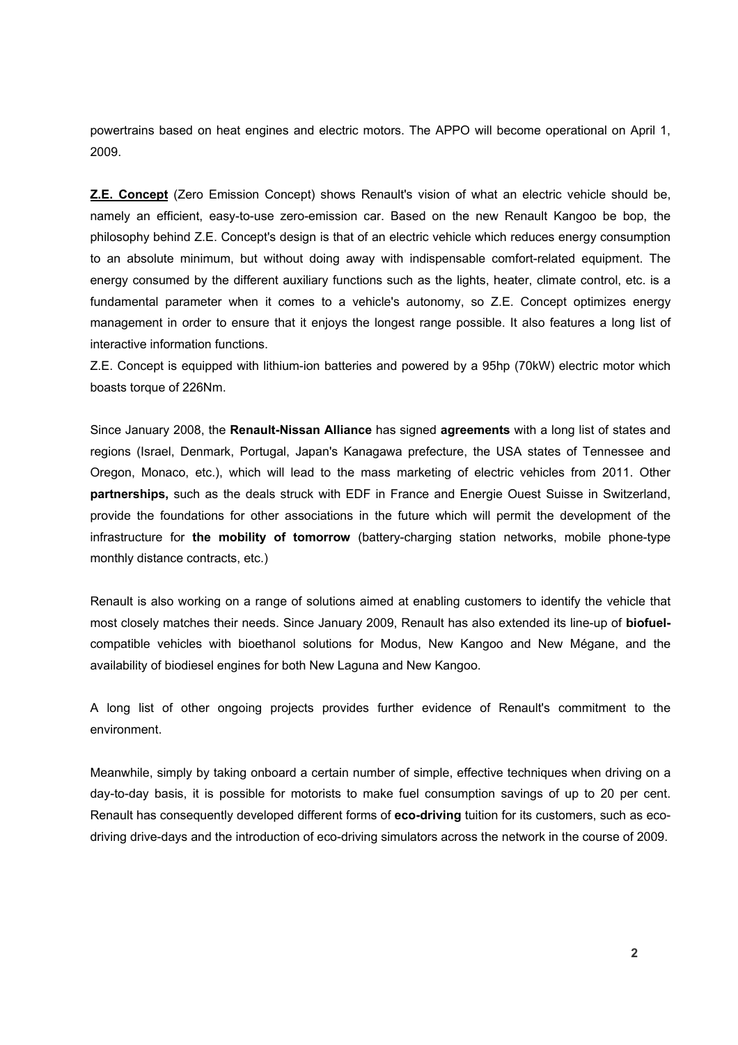powertrains based on heat engines and electric motors. The APPO will become operational on April 1, 2009.

**Z.E. Concept** (Zero Emission Concept) shows Renault's vision of what an electric vehicle should be, namely an efficient, easy-to-use zero-emission car. Based on the new Renault Kangoo be bop, the philosophy behind Z.E. Concept's design is that of an electric vehicle which reduces energy consumption to an absolute minimum, but without doing away with indispensable comfort-related equipment. The energy consumed by the different auxiliary functions such as the lights, heater, climate control, etc. is a fundamental parameter when it comes to a vehicle's autonomy, so Z.E. Concept optimizes energy management in order to ensure that it enjoys the longest range possible. It also features a long list of interactive information functions.

Z.E. Concept is equipped with lithium-ion batteries and powered by a 95hp (70kW) electric motor which boasts torque of 226Nm.

Since January 2008, the **Renault-Nissan Alliance** has signed **agreements** with a long list of states and regions (Israel, Denmark, Portugal, Japan's Kanagawa prefecture, the USA states of Tennessee and Oregon, Monaco, etc.), which will lead to the mass marketing of electric vehicles from 2011. Other **partnerships,** such as the deals struck with EDF in France and Energie Ouest Suisse in Switzerland, provide the foundations for other associations in the future which will permit the development of the infrastructure for **the mobility of tomorrow** (battery-charging station networks, mobile phone-type monthly distance contracts, etc.)

Renault is also working on a range of solutions aimed at enabling customers to identify the vehicle that most closely matches their needs. Since January 2009, Renault has also extended its line-up of **biofuel-**compatible vehicles with bioethanol solutions for Modus, New Kangoo and New Mégane, and the availability of biodiesel engines for both New Laguna and New Kangoo.

A long list of other ongoing projects provides further evidence of Renault's commitment to the environment.

Meanwhile, simply by taking onboard a certain number of simple, effective techniques when driving on a day-to-day basis, it is possible for motorists to make fuel consumption savings of up to 20 per cent. Renault has consequently developed different forms of **eco-driving** tuition for its customers, such as eco-driving drive-days and the introduction of eco-driving simulators across the network in the course of 2009.